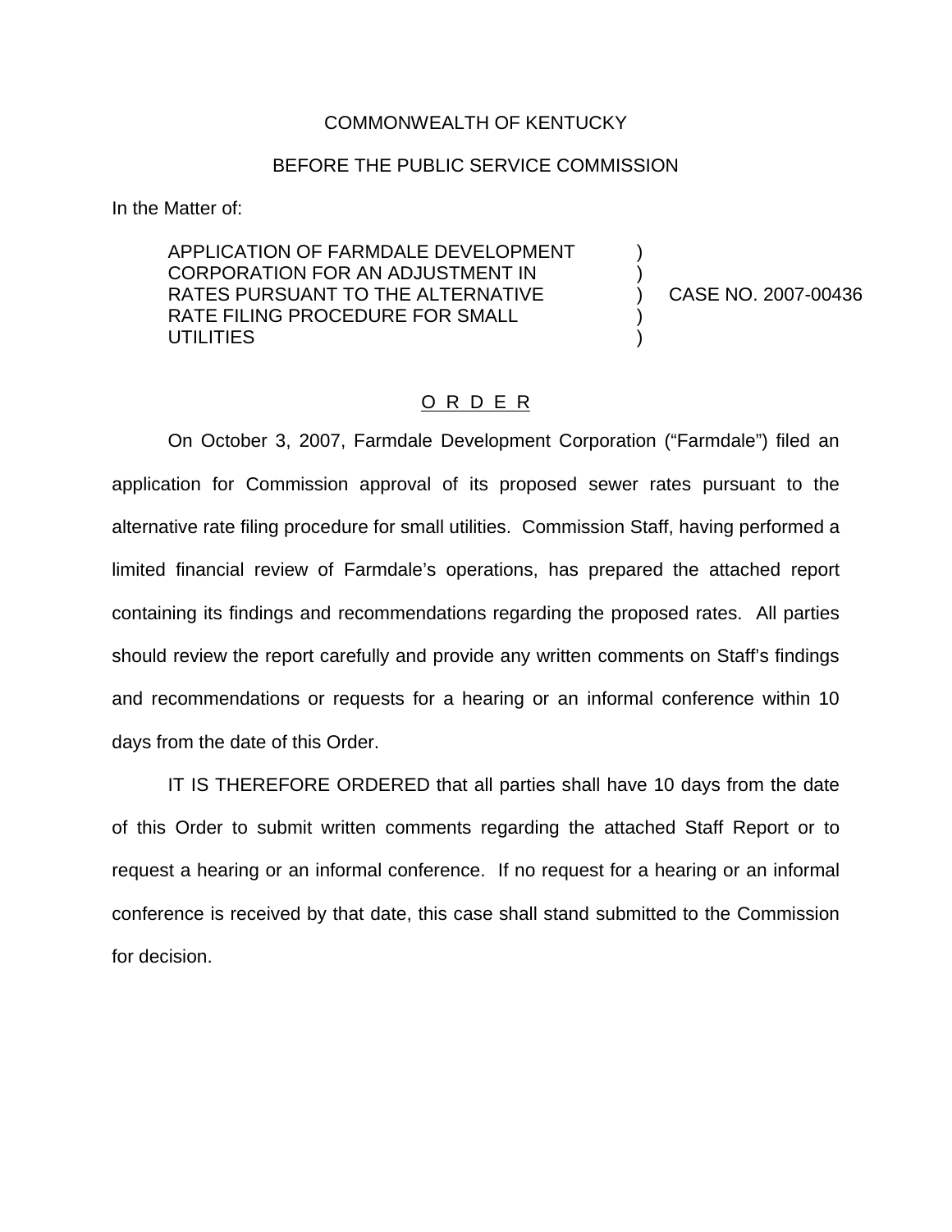COMMONWEALTH OF KENTUCKY

BEFORE THE PUBLIC SERVICE COMMISSION

In the Matter of:

| | | |
|---|---|---|
| APPLICATION OF FARMDALE DEVELOPMENT CORPORATION FOR AN ADJUSTMENT IN RATES PURSUANT TO THE ALTERNATIVE RATE FILING PROCEDURE FOR SMALL UTILITIES | ) ) ) ) ) | CASE NO. 2007-00436 |

## O R D E R

On October 3, 2007, Farmdale Development Corporation ("Farmdale") filed an application for Commission approval of its proposed sewer rates pursuant to the alternative rate filing procedure for small utilities. Commission Staff, having performed a limited financial review of Farmdale's operations, has prepared the attached report containing its findings and recommendations regarding the proposed rates. All parties should review the report carefully and provide any written comments on Staff's findings and recommendations or requests for a hearing or an informal conference within 10 days from the date of this Order.

IT IS THEREFORE ORDERED that all parties shall have 10 days from the date of this Order to submit written comments regarding the attached Staff Report or to request a hearing or an informal conference. If no request for a hearing or an informal conference is received by that date, this case shall stand submitted to the Commission for decision.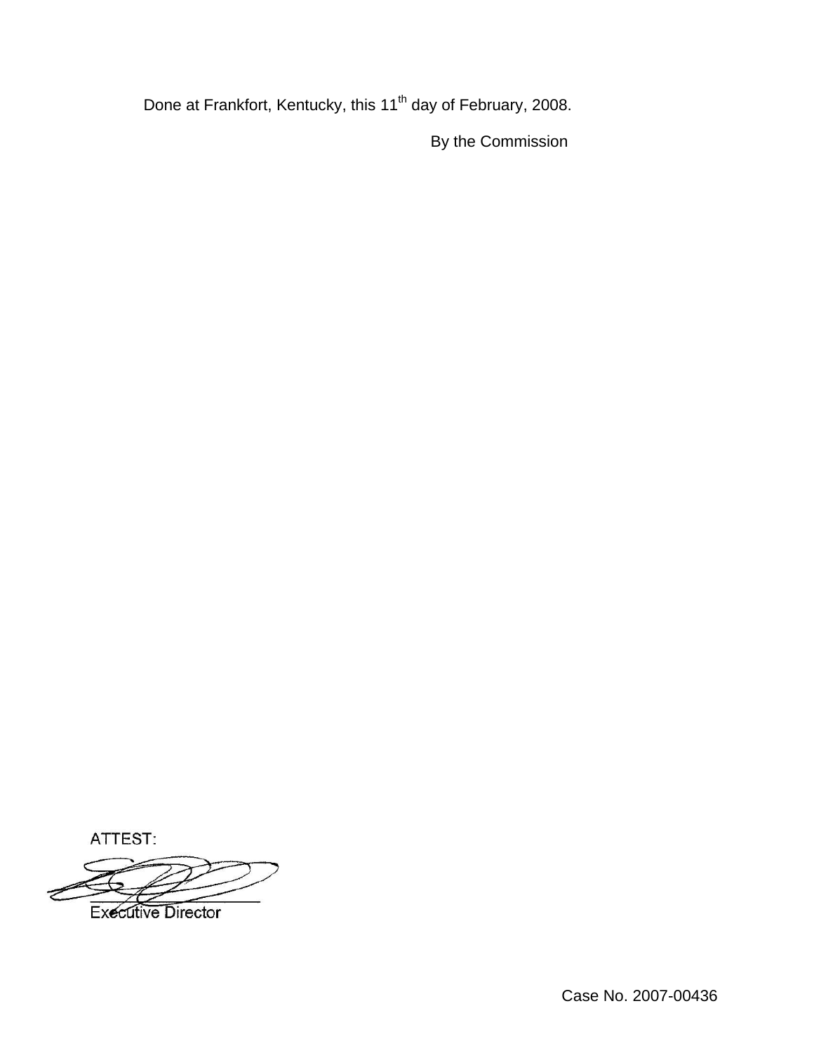Done at Frankfort, Kentucky, this 11th day of February, 2008.

By the Commission

ATTEST:

Executive Director

Case No. 2007-00436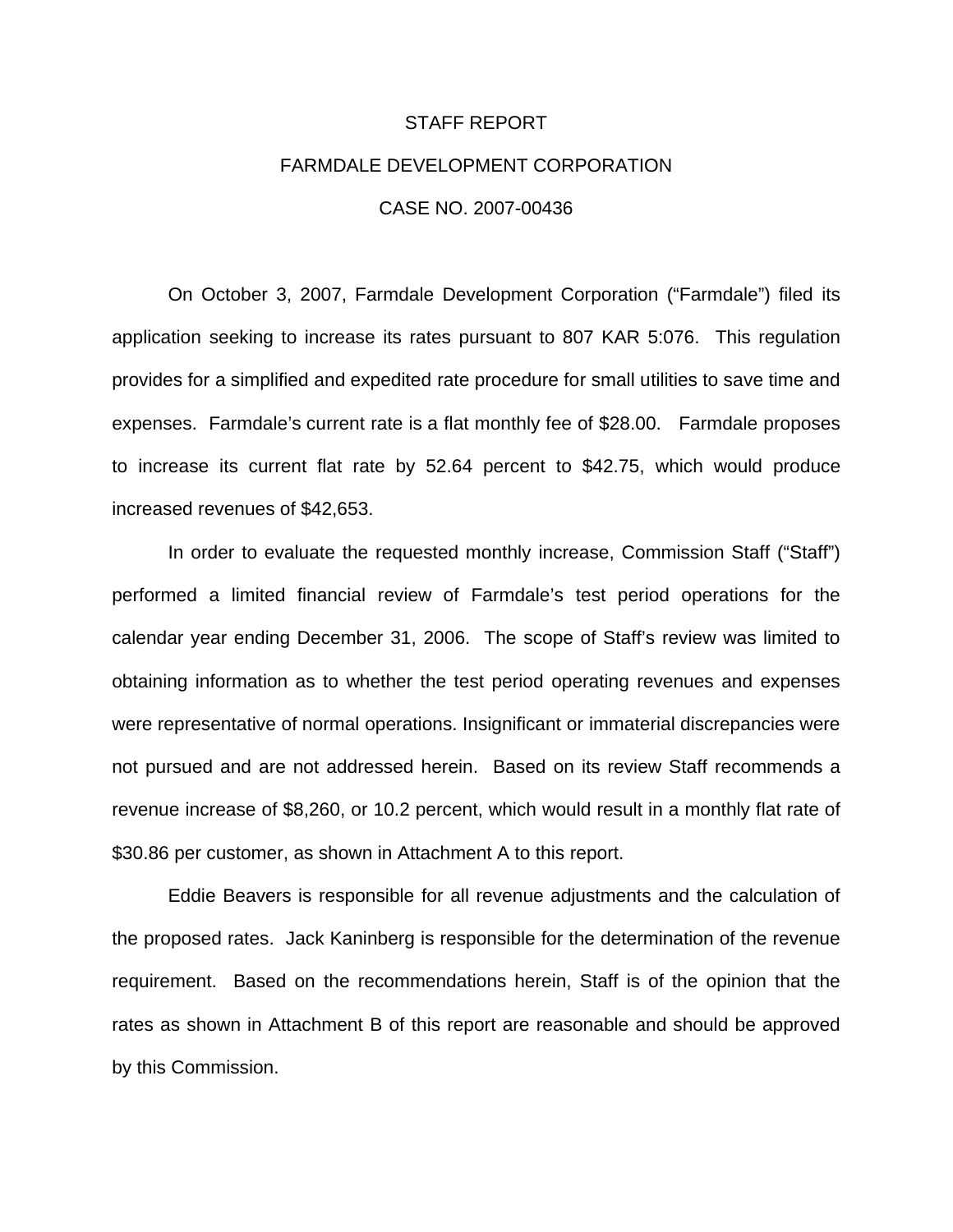# STAFF REPORT

# FARMDALE DEVELOPMENT CORPORATION

# CASE NO. 2007-00436

On October 3, 2007, Farmdale Development Corporation ("Farmdale") filed its application seeking to increase its rates pursuant to 807 KAR 5:076. This regulation provides for a simplified and expedited rate procedure for small utilities to save time and expenses. Farmdale's current rate is a flat monthly fee of $28.00. Farmdale proposes to increase its current flat rate by 52.64 percent to $42.75, which would produce increased revenues of $42,653.

In order to evaluate the requested monthly increase, Commission Staff ("Staff") performed a limited financial review of Farmdale's test period operations for the calendar year ending December 31, 2006. The scope of Staff's review was limited to obtaining information as to whether the test period operating revenues and expenses were representative of normal operations. Insignificant or immaterial discrepancies were not pursued and are not addressed herein. Based on its review Staff recommends a revenue increase of $8,260, or 10.2 percent, which would result in a monthly flat rate of $30.86 per customer, as shown in Attachment A to this report.

Eddie Beavers is responsible for all revenue adjustments and the calculation of the proposed rates. Jack Kaninberg is responsible for the determination of the revenue requirement. Based on the recommendations herein, Staff is of the opinion that the rates as shown in Attachment B of this report are reasonable and should be approved by this Commission.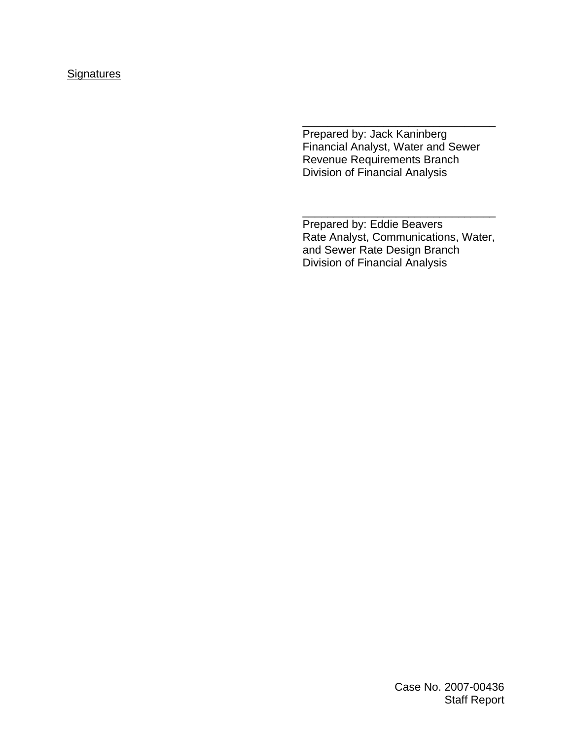Signatures

\_\_\_\_\_\_\_\_\_\_\_\_\_\_\_\_\_\_\_\_\_\_\_\_\_\_\_\_\_\_\_\_
Prepared by: Jack Kaninberg
Financial Analyst, Water and Sewer
Revenue Requirements Branch
Division of Financial Analysis

\_\_\_\_\_\_\_\_\_\_\_\_\_\_\_\_\_\_\_\_\_\_\_\_\_\_\_\_\_\_\_\_
Prepared by: Eddie Beavers
Rate Analyst, Communications, Water,
and Sewer Rate Design Branch
Division of Financial Analysis

Case No. 2007-00436
Staff Report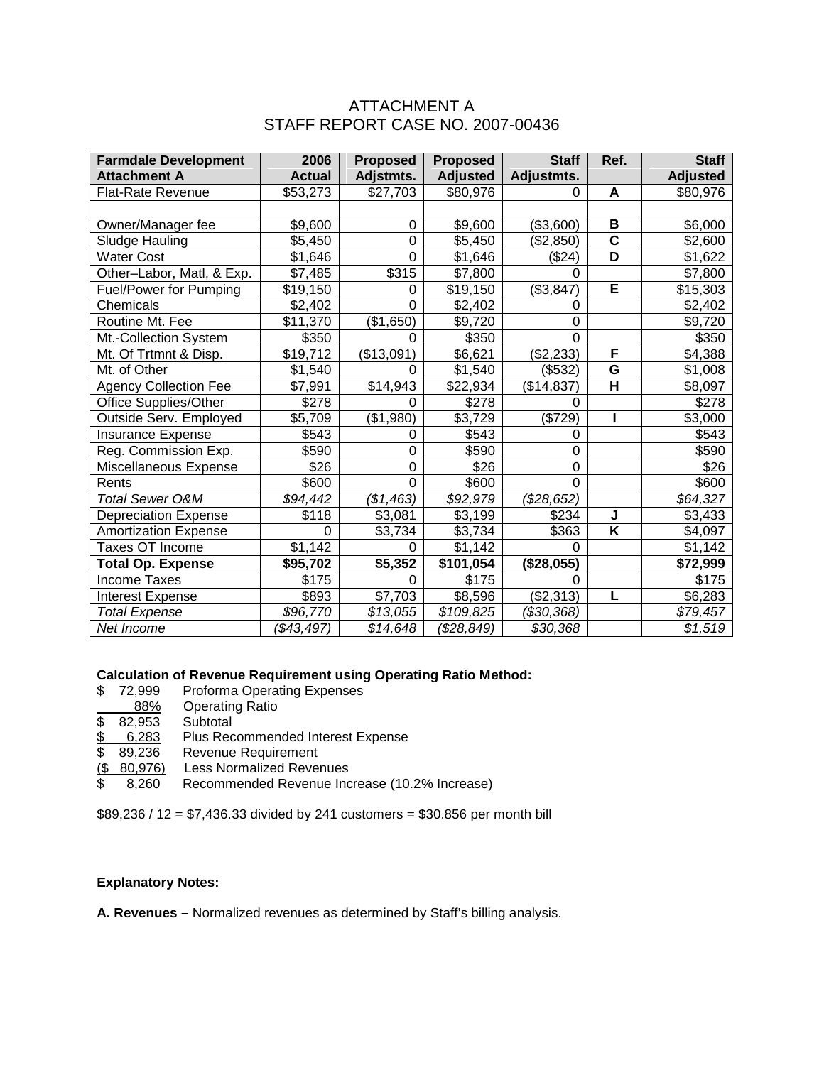# ATTACHMENT A
## STAFF REPORT CASE NO. 2007-00436

| **Farmdale Development Attachment A** | **2006 Actual** | **Proposed Adjstmts.** | **Proposed Adjusted** | **Staff Adjustmts.** | **Ref.** | **Staff Adjusted** |
|---|---|---|---|---|---|---|
| Flat-Rate Revenue | $53,273 | $27,703 | $80,976 | 0 | **A** | $80,976 |
| | | | | | | |
| Owner/Manager fee | $9,600 | 0 | $9,600 | ($3,600) | **B** | $6,000 |
| Sludge Hauling | $5,450 | 0 | $5,450 | ($2,850) | **C** | $2,600 |
| Water Cost | $1,646 | 0 | $1,646 | ($24) | **D** | $1,622 |
| Other–Labor, Matl, & Exp. | $7,485 | $315 | $7,800 | 0 | | $7,800 |
| Fuel/Power for Pumping | $19,150 | 0 | $19,150 | ($3,847) | **E** | $15,303 |
| Chemicals | $2,402 | 0 | $2,402 | 0 | | $2,402 |
| Routine Mt. Fee | $11,370 | ($1,650) | $9,720 | 0 | | $9,720 |
| Mt.-Collection System | $350 | 0 | $350 | 0 | | $350 |
| Mt. Of Trtmnt & Disp. | $19,712 | ($13,091) | $6,621 | ($2,233) | **F** | $4,388 |
| Mt. of Other | $1,540 | 0 | $1,540 | ($532) | **G** | $1,008 |
| Agency Collection Fee | $7,991 | $14,943 | $22,934 | ($14,837) | **H** | $8,097 |
| Office Supplies/Other | $278 | 0 | $278 | 0 | | $278 |
| Outside Serv. Employed | $5,709 | ($1,980) | $3,729 | ($729) | **I** | $3,000 |
| Insurance Expense | $543 | 0 | $543 | 0 | | $543 |
| Reg. Commission Exp. | $590 | 0 | $590 | 0 | | $590 |
| Miscellaneous Expense | $26 | 0 | $26 | 0 | | $26 |
| Rents | $600 | 0 | $600 | 0 | | $600 |
| *Total Sewer O&M* | *$94,442* | *($1,463)* | *$92,979* | *($28,652)* | | *$64,327* |
| Depreciation Expense | $118 | $3,081 | $3,199 | $234 | **J** | $3,433 |
| Amortization Expense | 0 | $3,734 | $3,734 | $363 | **K** | $4,097 |
| Taxes OT Income | $1,142 | 0 | $1,142 | 0 | | $1,142 |
| **Total Op. Expense** | **$95,702** | **$5,352** | **$101,054** | **($28,055)** | | **$72,999** |
| Income Taxes | $175 | 0 | $175 | 0 | | $175 |
| Interest Expense | $893 | $7,703 | $8,596 | ($2,313) | **L** | $6,283 |
| *Total Expense* | *$96,770* | *$13,055* | *$109,825* | *($30,368)* | | *$79,457* |
| *Net Income* | *($43,497)* | *$14,648* | *($28,849)* | *$30,368* | | *$1,519* |

**Calculation of Revenue Requirement using Operating Ratio Method:**

| | |
|---|---|
| $ 72,999 | Proforma Operating Expenses |
| 88% | Operating Ratio |
| $ 82,953 | Subtotal |
| $ 6,283 | Plus Recommended Interest Expense |
| $ 89,236 | Revenue Requirement |
| ($ 80,976) | Less Normalized Revenues |
| $ 8,260 | Recommended Revenue Increase (10.2% Increase) |

$89,236 / 12 = $7,436.33 divided by 241 customers = $30.856 per month bill

**Explanatory Notes:**

**A. Revenues –** Normalized revenues as determined by Staff's billing analysis.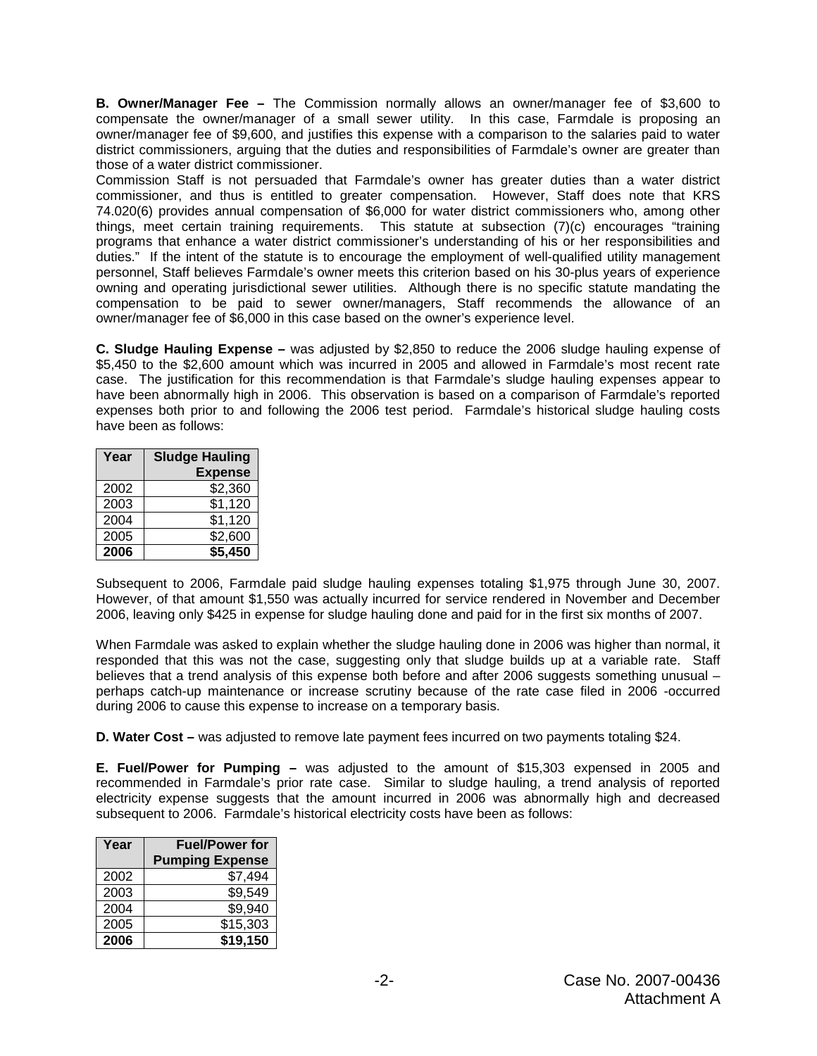**B. Owner/Manager Fee –** The Commission normally allows an owner/manager fee of $3,600 to compensate the owner/manager of a small sewer utility. In this case, Farmdale is proposing an owner/manager fee of $9,600, and justifies this expense with a comparison to the salaries paid to water district commissioners, arguing that the duties and responsibilities of Farmdale's owner are greater than those of a water district commissioner.

Commission Staff is not persuaded that Farmdale's owner has greater duties than a water district commissioner, and thus is entitled to greater compensation. However, Staff does note that KRS 74.020(6) provides annual compensation of $6,000 for water district commissioners who, among other things, meet certain training requirements. This statute at subsection (7)(c) encourages "training programs that enhance a water district commissioner's understanding of his or her responsibilities and duties." If the intent of the statute is to encourage the employment of well-qualified utility management personnel, Staff believes Farmdale's owner meets this criterion based on his 30-plus years of experience owning and operating jurisdictional sewer utilities. Although there is no specific statute mandating the compensation to be paid to sewer owner/managers, Staff recommends the allowance of an owner/manager fee of $6,000 in this case based on the owner's experience level.

**C. Sludge Hauling Expense –** was adjusted by $2,850 to reduce the 2006 sludge hauling expense of $5,450 to the $2,600 amount which was incurred in 2005 and allowed in Farmdale's most recent rate case. The justification for this recommendation is that Farmdale's sludge hauling expenses appear to have been abnormally high in 2006. This observation is based on a comparison of Farmdale's reported expenses both prior to and following the 2006 test period. Farmdale's historical sludge hauling costs have been as follows:

| Year | Sludge Hauling Expense |
|---|---:|
| 2002 | $2,360 |
| 2003 | $1,120 |
| 2004 | $1,120 |
| 2005 | $2,600 |
| **2006** | **$5,450** |

Subsequent to 2006, Farmdale paid sludge hauling expenses totaling $1,975 through June 30, 2007. However, of that amount $1,550 was actually incurred for service rendered in November and December 2006, leaving only $425 in expense for sludge hauling done and paid for in the first six months of 2007.

When Farmdale was asked to explain whether the sludge hauling done in 2006 was higher than normal, it responded that this was not the case, suggesting only that sludge builds up at a variable rate. Staff believes that a trend analysis of this expense both before and after 2006 suggests something unusual – perhaps catch-up maintenance or increase scrutiny because of the rate case filed in 2006 -occurred during 2006 to cause this expense to increase on a temporary basis.

**D. Water Cost –** was adjusted to remove late payment fees incurred on two payments totaling $24.

**E. Fuel/Power for Pumping –** was adjusted to the amount of $15,303 expensed in 2005 and recommended in Farmdale's prior rate case. Similar to sludge hauling, a trend analysis of reported electricity expense suggests that the amount incurred in 2006 was abnormally high and decreased subsequent to 2006. Farmdale's historical electricity costs have been as follows:

| Year | Fuel/Power for Pumping Expense |
|---|---:|
| 2002 | $7,494 |
| 2003 | $9,549 |
| 2004 | $9,940 |
| 2005 | $15,303 |
| **2006** | **$19,150** |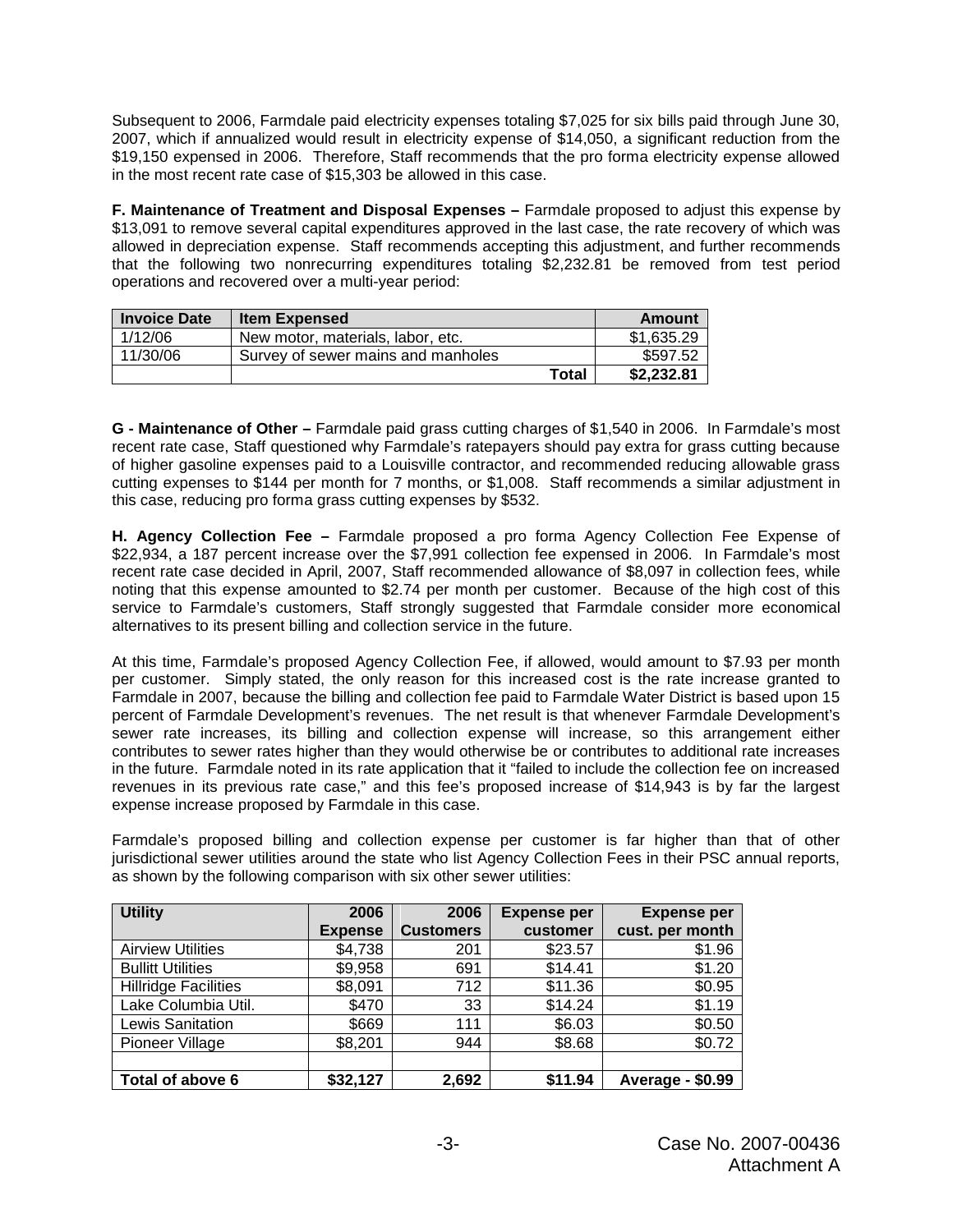Subsequent to 2006, Farmdale paid electricity expenses totaling $7,025 for six bills paid through June 30, 2007, which if annualized would result in electricity expense of $14,050, a significant reduction from the $19,150 expensed in 2006. Therefore, Staff recommends that the pro forma electricity expense allowed in the most recent rate case of $15,303 be allowed in this case.

**F. Maintenance of Treatment and Disposal Expenses –** Farmdale proposed to adjust this expense by $13,091 to remove several capital expenditures approved in the last case, the rate recovery of which was allowed in depreciation expense. Staff recommends accepting this adjustment, and further recommends that the following two nonrecurring expenditures totaling $2,232.81 be removed from test period operations and recovered over a multi-year period:

| Invoice Date | Item Expensed | Amount |
|---|---|---|
| 1/12/06 | New motor, materials, labor, etc. | $1,635.29 |
| 11/30/06 | Survey of sewer mains and manholes | $597.52 |
| | **Total** | **$2,232.81** |

**G - Maintenance of Other –** Farmdale paid grass cutting charges of $1,540 in 2006. In Farmdale's most recent rate case, Staff questioned why Farmdale's ratepayers should pay extra for grass cutting because of higher gasoline expenses paid to a Louisville contractor, and recommended reducing allowable grass cutting expenses to $144 per month for 7 months, or $1,008. Staff recommends a similar adjustment in this case, reducing pro forma grass cutting expenses by $532.

**H. Agency Collection Fee –** Farmdale proposed a pro forma Agency Collection Fee Expense of $22,934, a 187 percent increase over the $7,991 collection fee expensed in 2006. In Farmdale's most recent rate case decided in April, 2007, Staff recommended allowance of $8,097 in collection fees, while noting that this expense amounted to $2.74 per month per customer. Because of the high cost of this service to Farmdale's customers, Staff strongly suggested that Farmdale consider more economical alternatives to its present billing and collection service in the future.

At this time, Farmdale's proposed Agency Collection Fee, if allowed, would amount to $7.93 per month per customer. Simply stated, the only reason for this increased cost is the rate increase granted to Farmdale in 2007, because the billing and collection fee paid to Farmdale Water District is based upon 15 percent of Farmdale Development's revenues. The net result is that whenever Farmdale Development's sewer rate increases, its billing and collection expense will increase, so this arrangement either contributes to sewer rates higher than they would otherwise be or contributes to additional rate increases in the future. Farmdale noted in its rate application that it "failed to include the collection fee on increased revenues in its previous rate case," and this fee's proposed increase of $14,943 is by far the largest expense increase proposed by Farmdale in this case.

Farmdale's proposed billing and collection expense per customer is far higher than that of other jurisdictional sewer utilities around the state who list Agency Collection Fees in their PSC annual reports, as shown by the following comparison with six other sewer utilities:

| Utility | 2006 Expense | 2006 Customers | Expense per customer | Expense per cust. per month |
|---|---|---|---|---|
| Airview Utilities | $4,738 | 201 | $23.57 | $1.96 |
| Bullitt Utilities | $9,958 | 691 | $14.41 | $1.20 |
| Hillridge Facilities | $8,091 | 712 | $11.36 | $0.95 |
| Lake Columbia Util. | $470 | 33 | $14.24 | $1.19 |
| Lewis Sanitation | $669 | 111 | $6.03 | $0.50 |
| Pioneer Village | $8,201 | 944 | $8.68 | $0.72 |
| | | | | |
| **Total of above 6** | **$32,127** | **2,692** | **$11.94** | **Average - $0.99** |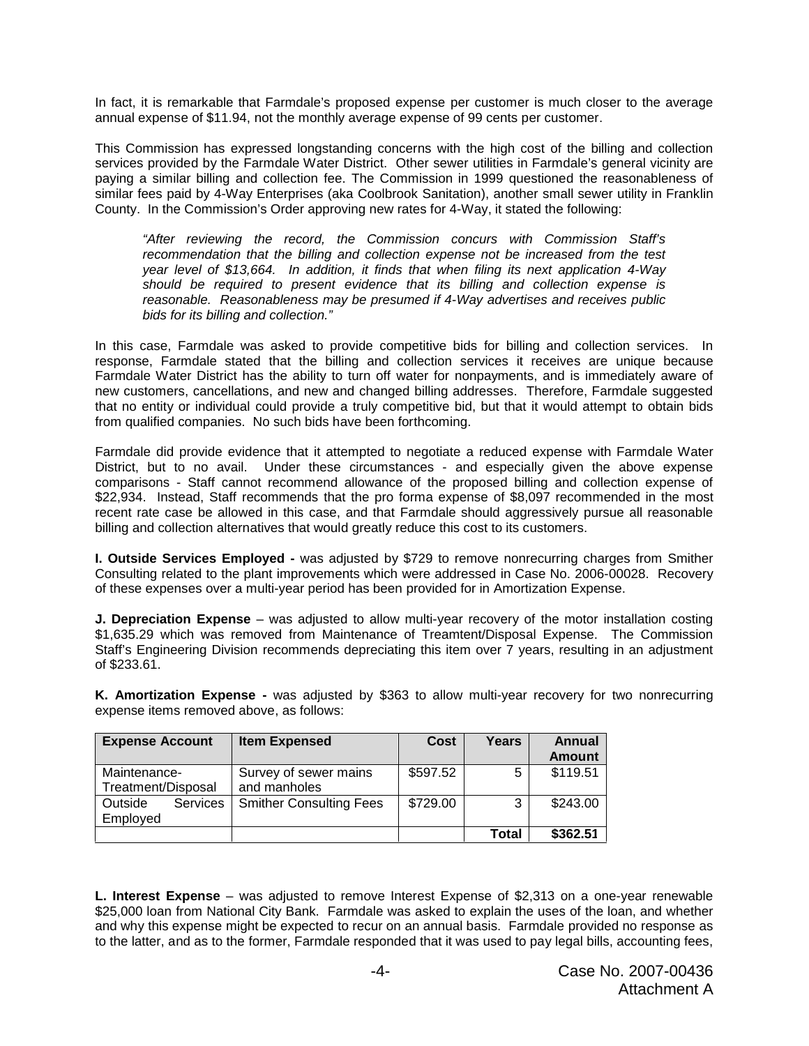In fact, it is remarkable that Farmdale's proposed expense per customer is much closer to the average annual expense of $11.94, not the monthly average expense of 99 cents per customer.

This Commission has expressed longstanding concerns with the high cost of the billing and collection services provided by the Farmdale Water District. Other sewer utilities in Farmdale's general vicinity are paying a similar billing and collection fee. The Commission in 1999 questioned the reasonableness of similar fees paid by 4-Way Enterprises (aka Coolbrook Sanitation), another small sewer utility in Franklin County. In the Commission's Order approving new rates for 4-Way, it stated the following:

> *"After reviewing the record, the Commission concurs with Commission Staff's recommendation that the billing and collection expense not be increased from the test year level of $13,664. In addition, it finds that when filing its next application 4-Way should be required to present evidence that its billing and collection expense is reasonable. Reasonableness may be presumed if 4-Way advertises and receives public bids for its billing and collection."*

In this case, Farmdale was asked to provide competitive bids for billing and collection services. In response, Farmdale stated that the billing and collection services it receives are unique because Farmdale Water District has the ability to turn off water for nonpayments, and is immediately aware of new customers, cancellations, and new and changed billing addresses. Therefore, Farmdale suggested that no entity or individual could provide a truly competitive bid, but that it would attempt to obtain bids from qualified companies. No such bids have been forthcoming.

Farmdale did provide evidence that it attempted to negotiate a reduced expense with Farmdale Water District, but to no avail. Under these circumstances - and especially given the above expense comparisons - Staff cannot recommend allowance of the proposed billing and collection expense of $22,934. Instead, Staff recommends that the pro forma expense of $8,097 recommended in the most recent rate case be allowed in this case, and that Farmdale should aggressively pursue all reasonable billing and collection alternatives that would greatly reduce this cost to its customers.

**I. Outside Services Employed -** was adjusted by $729 to remove nonrecurring charges from Smither Consulting related to the plant improvements which were addressed in Case No. 2006-00028. Recovery of these expenses over a multi-year period has been provided for in Amortization Expense.

**J. Depreciation Expense** – was adjusted to allow multi-year recovery of the motor installation costing $1,635.29 which was removed from Maintenance of Treamtent/Disposal Expense. The Commission Staff's Engineering Division recommends depreciating this item over 7 years, resulting in an adjustment of $233.61.

**K. Amortization Expense -** was adjusted by $363 to allow multi-year recovery for two nonrecurring expense items removed above, as follows:

| Expense Account | Item Expensed | Cost | Years | Annual Amount |
|---|---|---|---|---|
| Maintenance-Treatment/Disposal | Survey of sewer mains and manholes | $597.52 | 5 | $119.51 |
| Outside Services Employed | Smither Consulting Fees | $729.00 | 3 | $243.00 |
| | | | **Total** | **$362.51** |

**L. Interest Expense** – was adjusted to remove Interest Expense of $2,313 on a one-year renewable $25,000 loan from National City Bank. Farmdale was asked to explain the uses of the loan, and whether and why this expense might be expected to recur on an annual basis. Farmdale provided no response as to the latter, and as to the former, Farmdale responded that it was used to pay legal bills, accounting fees,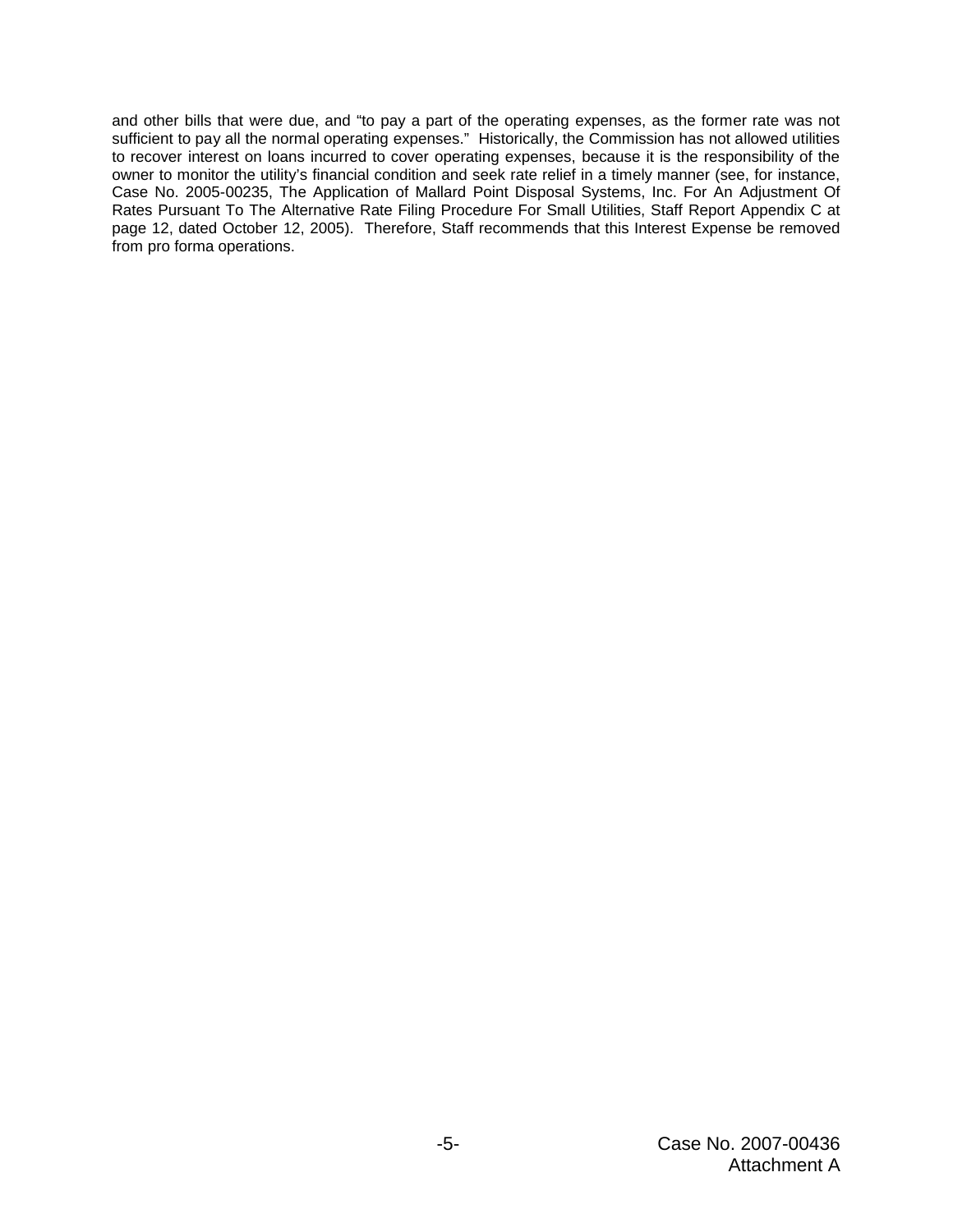and other bills that were due, and "to pay a part of the operating expenses, as the former rate was not sufficient to pay all the normal operating expenses." Historically, the Commission has not allowed utilities to recover interest on loans incurred to cover operating expenses, because it is the responsibility of the owner to monitor the utility's financial condition and seek rate relief in a timely manner (see, for instance, Case No. 2005-00235, The Application of Mallard Point Disposal Systems, Inc. For An Adjustment Of Rates Pursuant To The Alternative Rate Filing Procedure For Small Utilities, Staff Report Appendix C at page 12, dated October 12, 2005). Therefore, Staff recommends that this Interest Expense be removed from pro forma operations.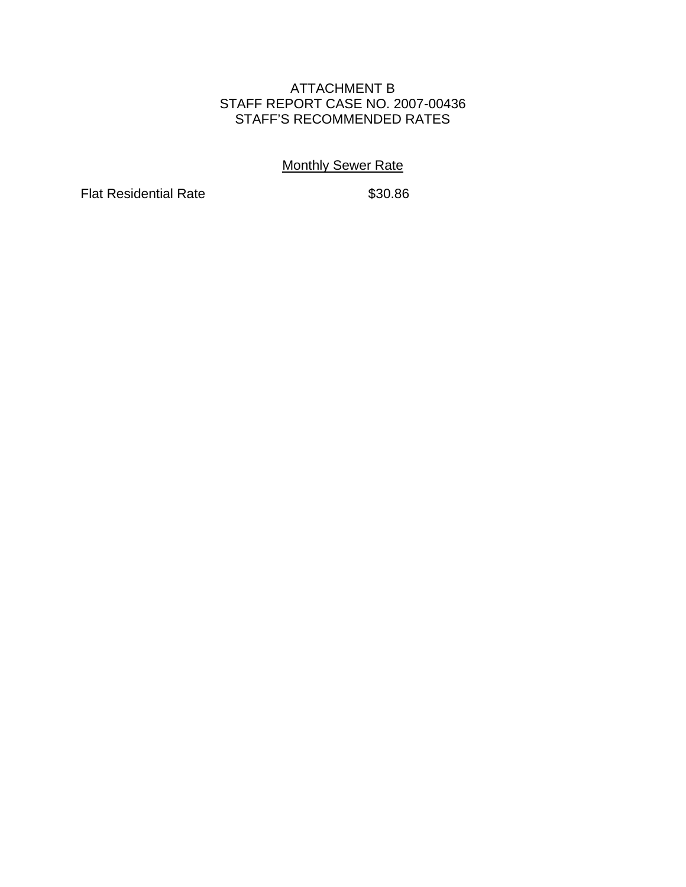ATTACHMENT B
STAFF REPORT CASE NO. 2007-00436
STAFF'S RECOMMENDED RATES

<u>Monthly Sewer Rate</u>

| | |
|---|---|
| Flat Residential Rate | $30.86 |